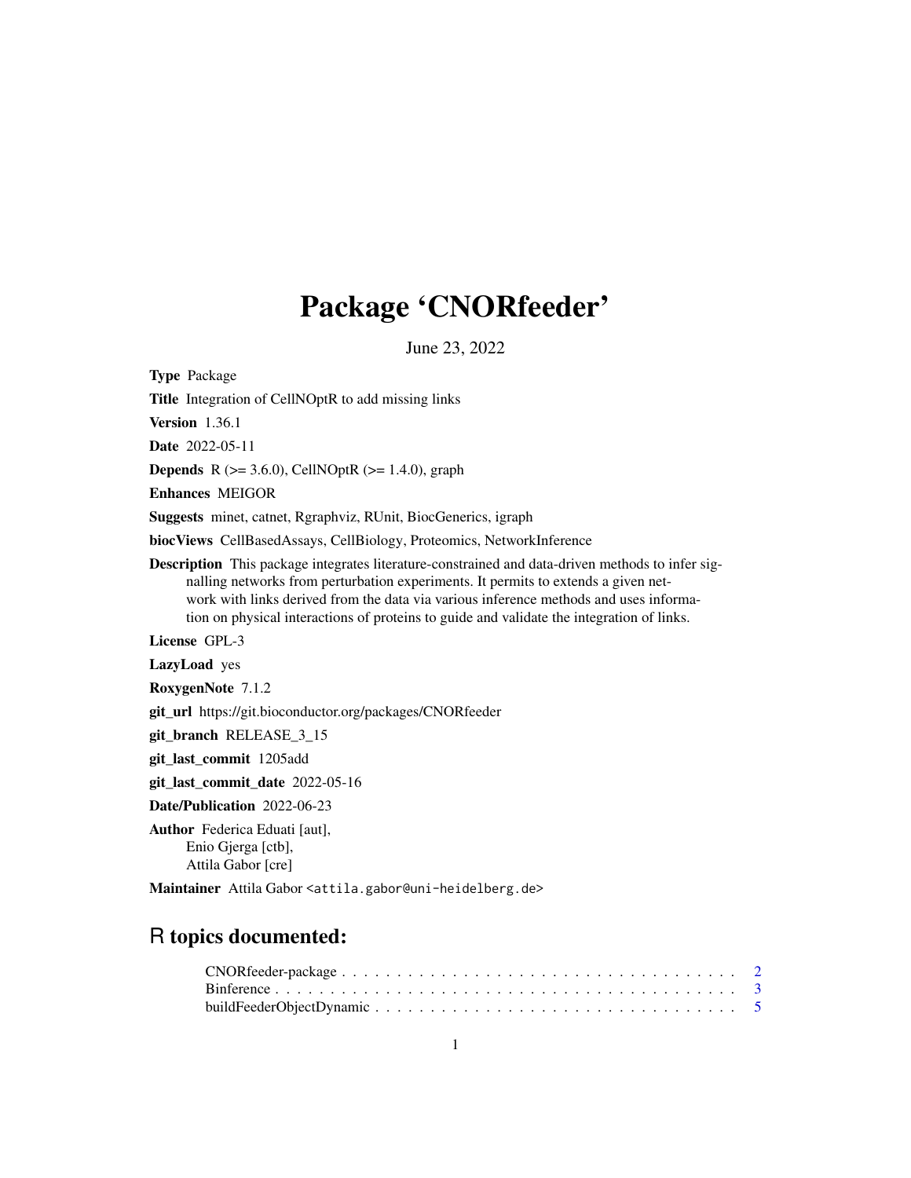# Package 'CNORfeeder'

June 23, 2022

**Type** Package

**Title** Integration of CellNOptR to add missing links

**Version** 1.36.1

**Date** 2022-05-11

**Depends** R (>= 3.6.0), CellNOptR (>= 1.4.0), graph

**Enhances** MEIGOR

**Suggests** minet, catnet, Rgraphviz, RUnit, BiocGenerics, igraph

**biocViews** CellBasedAssays, CellBiology, Proteomics, NetworkInference

**Description** This package integrates literature-constrained and data-driven methods to infer signalling networks from perturbation experiments. It permits to extends a given network with links derived from the data via various inference methods and uses information on physical interactions of proteins to guide and validate the integration of links.

**License** GPL-3

**LazyLoad** yes

**RoxygenNote** 7.1.2

**git_url** https://git.bioconductor.org/packages/CNORfeeder

**git_branch** RELEASE_3_15

**git_last_commit** 1205add

**git_last_commit_date** 2022-05-16

**Date/Publication** 2022-06-23

**Author** Federica Eduati [aut],
Enio Gjerga [ctb],
Attila Gabor [cre]

**Maintainer** Attila Gabor <attila.gabor@uni-heidelberg.de>

## R topics documented:

CNORfeeder-package . . . . . . . . . . . . . . . . . . . . . . . . . . . . . . . . . . . . 2
Binference . . . . . . . . . . . . . . . . . . . . . . . . . . . . . . . . . . . . . . . . . . 3
buildFeederObjectDynamic . . . . . . . . . . . . . . . . . . . . . . . . . . . . . . . . . 5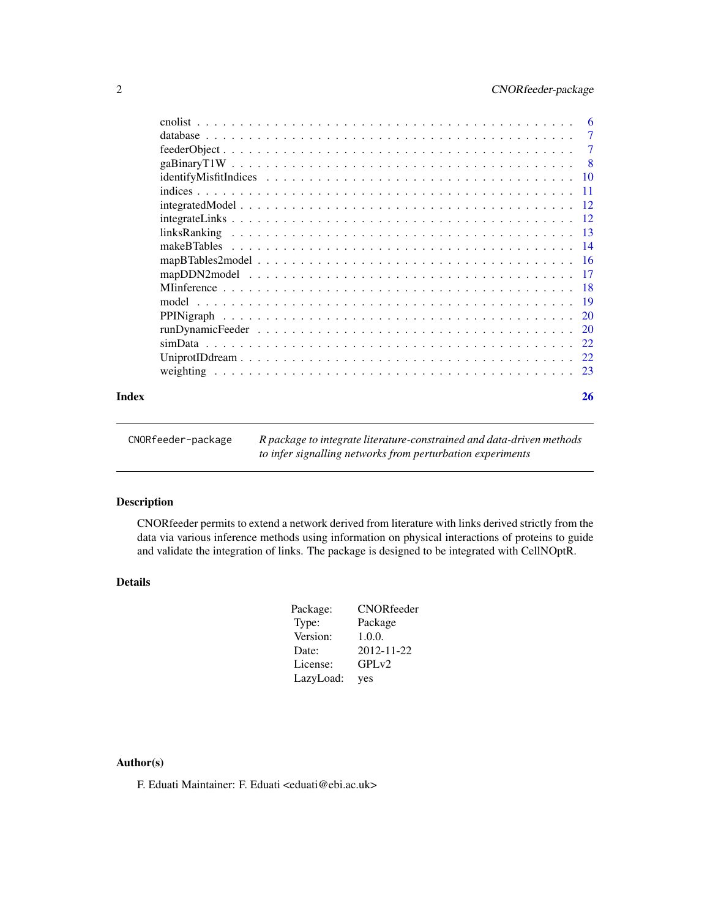cnolist . . . . . . . . . . . . . . . . . . . . . . . . . . . . . . . . . . . . . . 6
database . . . . . . . . . . . . . . . . . . . . . . . . . . . . . . . . . . . . . 7
feederObject . . . . . . . . . . . . . . . . . . . . . . . . . . . . . . . . . . . 7
gaBinaryT1W . . . . . . . . . . . . . . . . . . . . . . . . . . . . . . . . . . . 8
identifyMisfitIndices . . . . . . . . . . . . . . . . . . . . . . . . . . . . . . 10
indices . . . . . . . . . . . . . . . . . . . . . . . . . . . . . . . . . . . . . . 11
integratedModel . . . . . . . . . . . . . . . . . . . . . . . . . . . . . . . . . 12
integrateLinks . . . . . . . . . . . . . . . . . . . . . . . . . . . . . . . . . . 12
linksRanking . . . . . . . . . . . . . . . . . . . . . . . . . . . . . . . . . . . 13
makeBTables . . . . . . . . . . . . . . . . . . . . . . . . . . . . . . . . . . . 14
mapBTables2model . . . . . . . . . . . . . . . . . . . . . . . . . . . . . . . . 16
mapDDN2model . . . . . . . . . . . . . . . . . . . . . . . . . . . . . . . . . 17
MIinference . . . . . . . . . . . . . . . . . . . . . . . . . . . . . . . . . . . 18
model . . . . . . . . . . . . . . . . . . . . . . . . . . . . . . . . . . . . . . . 19
PPINigraph . . . . . . . . . . . . . . . . . . . . . . . . . . . . . . . . . . . 20
runDynamicFeeder . . . . . . . . . . . . . . . . . . . . . . . . . . . . . . . . 20
simData . . . . . . . . . . . . . . . . . . . . . . . . . . . . . . . . . . . . . . 22
UniprotIDdream . . . . . . . . . . . . . . . . . . . . . . . . . . . . . . . . . 22
weighting . . . . . . . . . . . . . . . . . . . . . . . . . . . . . . . . . . . . . 23

**Index** 26

---

`CNORfeeder-package` *R package to integrate literature-constrained and data-driven methods to infer signalling networks from perturbation experiments*

---

## Description

CNORfeeder permits to extend a network derived from literature with links derived strictly from the data via various inference methods using information on physical interactions of proteins to guide and validate the integration of links. The package is designed to be integrated with CellNOptR.

## Details

| | |
|---|---|
| Package: | CNORfeeder |
| Type: | Package |
| Version: | 1.0.0. |
| Date: | 2012-11-22 |
| License: | GPLv2 |
| LazyLoad: | yes |

## Author(s)

F. Eduati Maintainer: F. Eduati <eduati@ebi.ac.uk>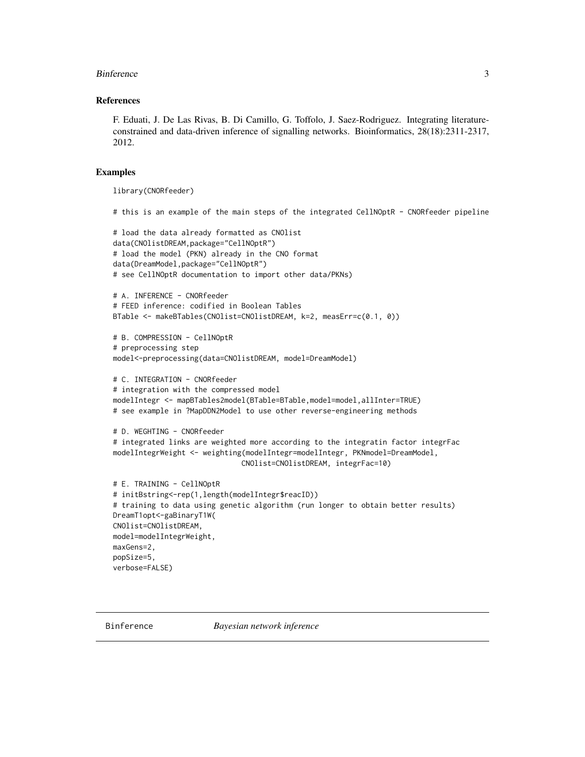## References

F. Eduati, J. De Las Rivas, B. Di Camillo, G. Toffolo, J. Saez-Rodriguez. Integrating literature-constrained and data-driven inference of signalling networks. Bioinformatics, 28(18):2311-2317, 2012.

## Examples

```
library(CNORfeeder)

# this is an example of the main steps of the integrated CellNOptR - CNORfeeder pipeline

# load the data already formatted as CNOlist
data(CNOlistDREAM,package="CellNOptR")
# load the model (PKN) already in the CNO format
data(DreamModel,package="CellNOptR")
# see CellNOptR documentation to import other data/PKNs)

# A. INFERENCE - CNORfeeder
# FEED inference: codified in Boolean Tables
BTable <- makeBTables(CNOlist=CNOlistDREAM, k=2, measErr=c(0.1, 0))

# B. COMPRESSION - CellNOptR
# preprocessing step
model<-preprocessing(data=CNOlistDREAM, model=DreamModel)

# C. INTEGRATION - CNORfeeder
# integration with the compressed model
modelIntegr <- mapBTables2model(BTable=BTable,model=model,allInter=TRUE)
# see example in ?MapDDN2Model to use other reverse-engineering methods

# D. WEGHTING - CNORfeeder
# integrated links are weighted more according to the integratin factor integrFac
modelIntegrWeight <- weighting(modelIntegr=modelIntegr, PKNmodel=DreamModel,
                               CNOlist=CNOlistDREAM, integrFac=10)

# E. TRAINING - CellNOptR
# initBstring<-rep(1,length(modelIntegr$reacID))
# training to data using genetic algorithm (run longer to obtain better results)
DreamT1opt<-gaBinaryT1W(
CNOlist=CNOlistDREAM,
model=modelIntegrWeight,
maxGens=2,
popSize=5,
verbose=FALSE)
```

---

Binference *Bayesian network inference*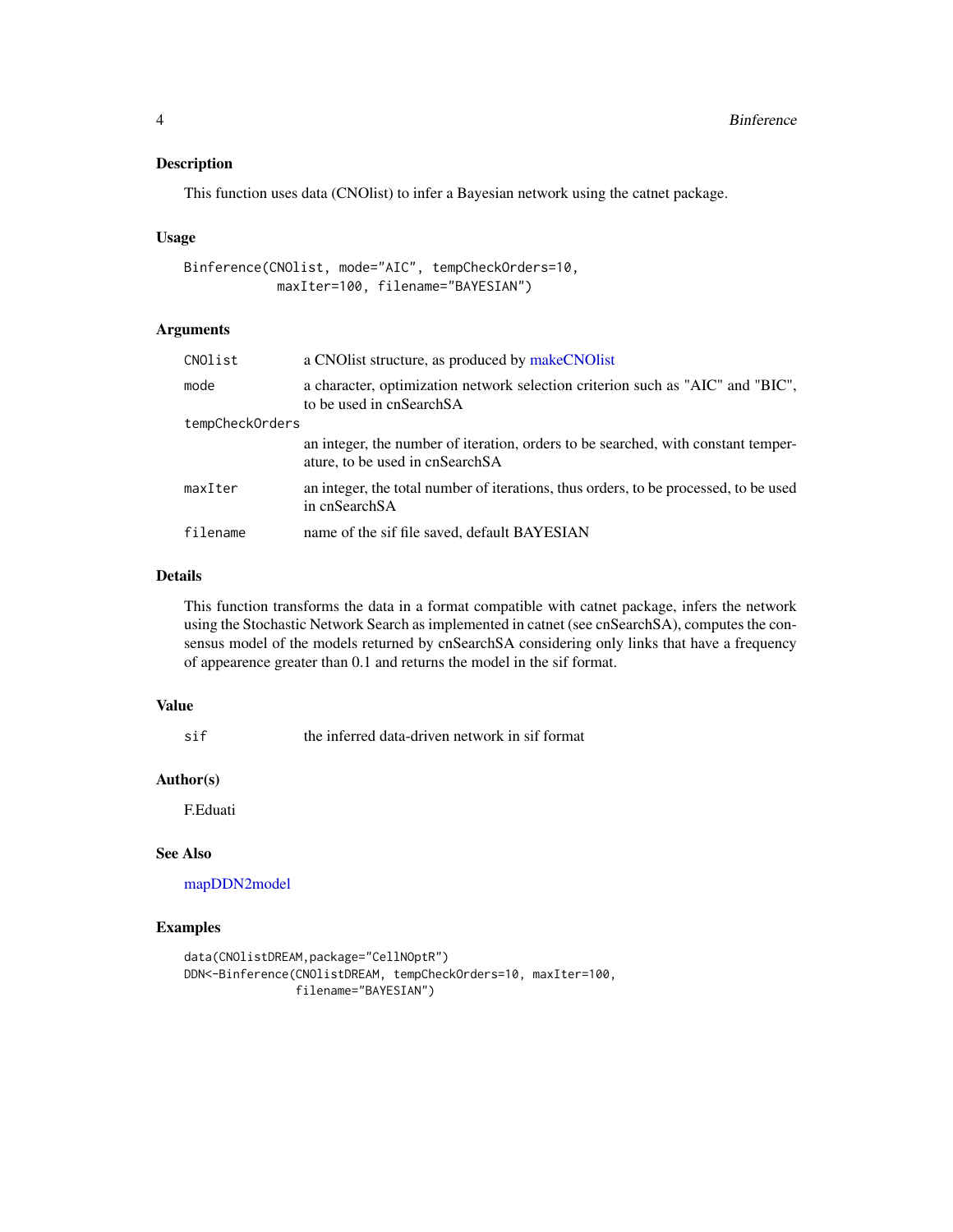## Description

This function uses data (CNOlist) to infer a Bayesian network using the catnet package.

## Usage

```
Binference(CNOlist, mode="AIC", tempCheckOrders=10,
           maxIter=100, filename="BAYESIAN")
```

## Arguments

- `CNOlist` — a CNOlist structure, as produced by makeCNOlist
- `mode` — a character, optimization network selection criterion such as "AIC" and "BIC", to be used in cnSearchSA
- `tempCheckOrders` — an integer, the number of iteration, orders to be searched, with constant temperature, to be used in cnSearchSA
- `maxIter` — an integer, the total number of iterations, thus orders, to be processed, to be used in cnSearchSA
- `filename` — name of the sif file saved, default BAYESIAN

## Details

This function transforms the data in a format compatible with catnet package, infers the network using the Stochastic Network Search as implemented in catnet (see cnSearchSA), computes the consensus model of the models returned by cnSearchSA considering only links that have a frequency of appearence greater than 0.1 and returns the model in the sif format.

## Value

- `sif` — the inferred data-driven network in sif format

## Author(s)

F.Eduati

## See Also

mapDDN2model

## Examples

```
data(CNOlistDREAM,package="CellNOptR")
DDN<-Binference(CNOlistDREAM, tempCheckOrders=10, maxIter=100,
                filename="BAYESIAN")
```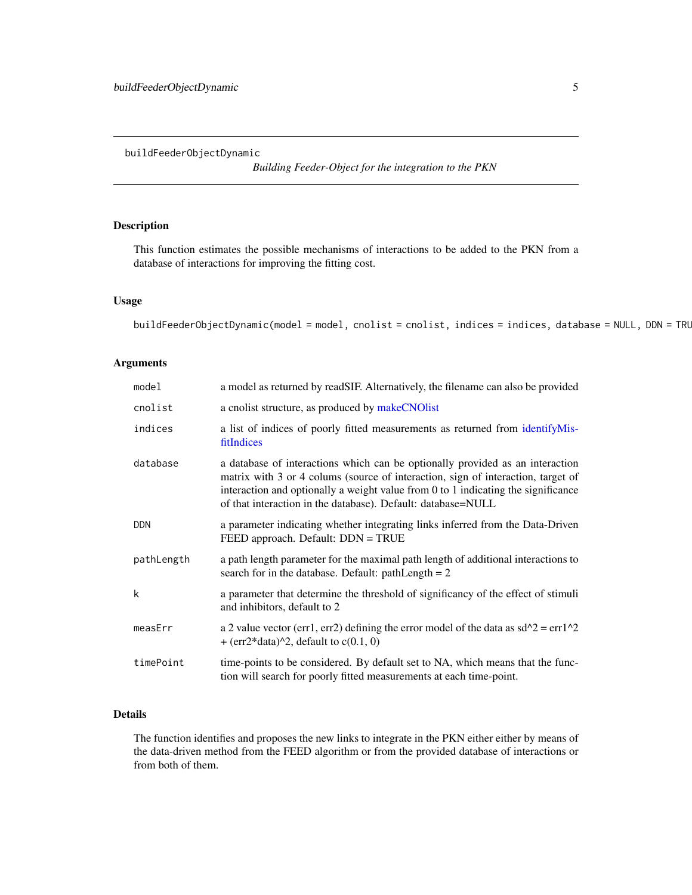buildFeederObjectDynamic

*Building Feeder-Object for the integration to the PKN*

## Description

This function estimates the possible mechanisms of interactions to be added to the PKN from a database of interactions for improving the fitting cost.

## Usage

```
buildFeederObjectDynamic(model = model, cnolist = cnolist, indices = indices, database = NULL, DDN = TRU
```

## Arguments

| | |
|---|---|
| model | a model as returned by readSIF. Alternatively, the filename can also be provided |
| cnolist | a cnolist structure, as produced by makeCNOlist |
| indices | a list of indices of poorly fitted measurements as returned from identifyMisfitIndices |
| database | a database of interactions which can be optionally provided as an interaction matrix with 3 or 4 colums (source of interaction, sign of interaction, target of interaction and optionally a weight value from 0 to 1 indicating the significance of that interaction in the database). Default: database=NULL |
| DDN | a parameter indicating whether integrating links inferred from the Data-Driven FEED approach. Default: DDN = TRUE |
| pathLength | a path length parameter for the maximal path length of additional interactions to search for in the database. Default: pathLength = 2 |
| k | a parameter that determine the threshold of significancy of the effect of stimuli and inhibitors, default to 2 |
| measErr | a 2 value vector (err1, err2) defining the error model of the data as sd^2 = err1^2 + (err2*data)^2, default to c(0.1, 0) |
| timePoint | time-points to be considered. By default set to NA, which means that the function will search for poorly fitted measurements at each time-point. |

## Details

The function identifies and proposes the new links to integrate in the PKN either either by means of the data-driven method from the FEED algorithm or from the provided database of interactions or from both of them.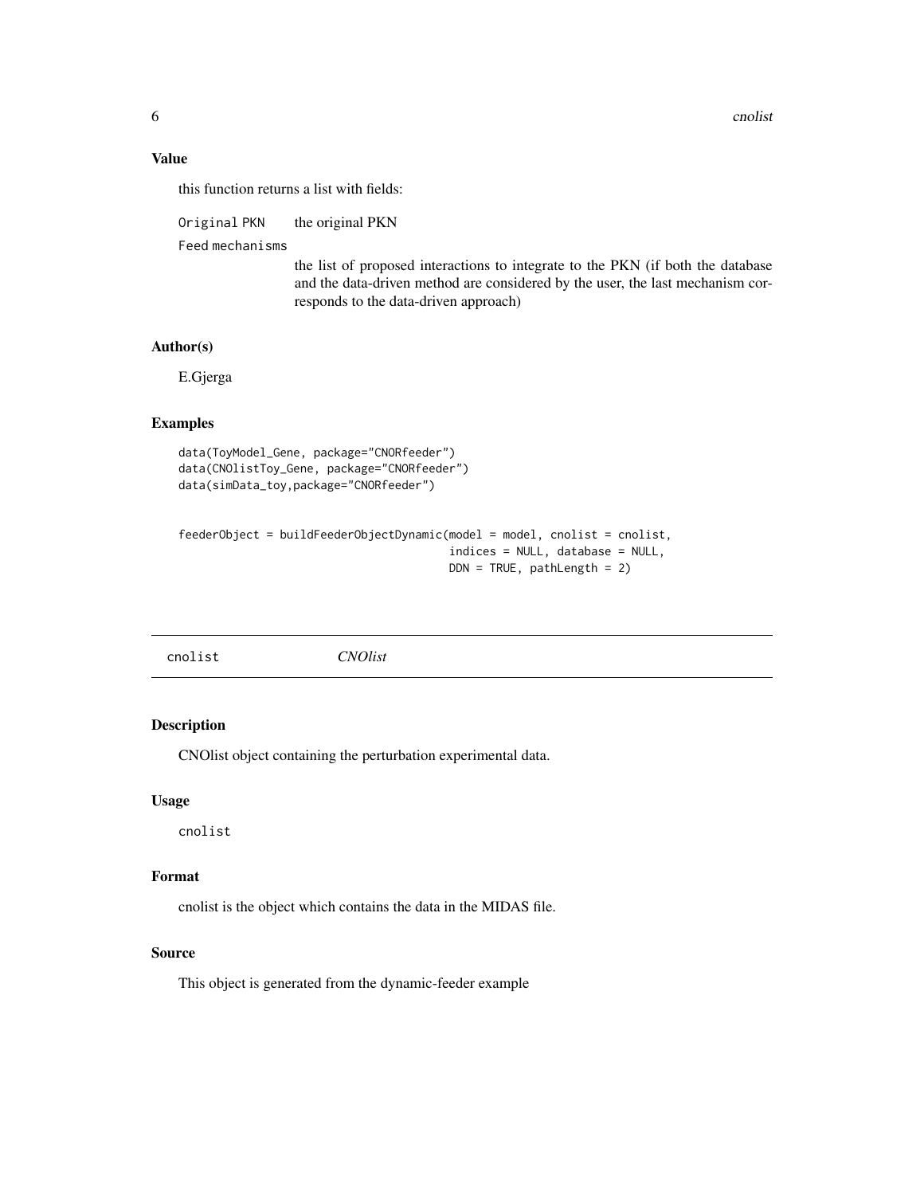### Value

this function returns a list with fields:

- `Original PKN` the original PKN
- `Feed mechanisms` the list of proposed interactions to integrate to the PKN (if both the database and the data-driven method are considered by the user, the last mechanism corresponds to the data-driven approach)

### Author(s)

E.Gjerga

### Examples

```
data(ToyModel_Gene, package="CNORfeeder")
data(CNOlistToy_Gene, package="CNORfeeder")
data(simData_toy,package="CNORfeeder")


feederObject = buildFeederObjectDynamic(model = model, cnolist = cnolist,
                                        indices = NULL, database = NULL,
                                        DDN = TRUE, pathLength = 2)
```

---

## cnolist *CNOlist*

### Description

CNOlist object containing the perturbation experimental data.

### Usage

```
cnolist
```

### Format

cnolist is the object which contains the data in the MIDAS file.

### Source

This object is generated from the dynamic-feeder example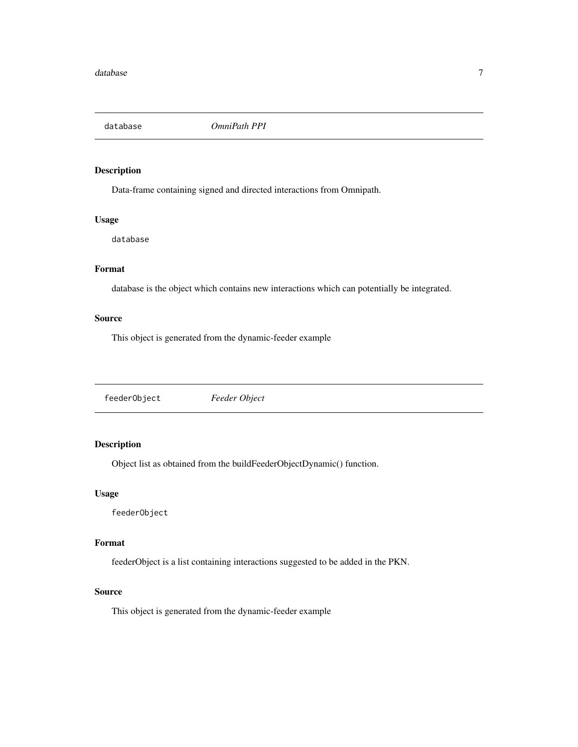## database *OmniPath PPI*

### Description

Data-frame containing signed and directed interactions from Omnipath.

### Usage

```
database
```

### Format

database is the object which contains new interactions which can potentially be integrated.

### Source

This object is generated from the dynamic-feeder example

## feederObject *Feeder Object*

### Description

Object list as obtained from the buildFeederObjectDynamic() function.

### Usage

```
feederObject
```

### Format

feederObject is a list containing interactions suggested to be added in the PKN.

### Source

This object is generated from the dynamic-feeder example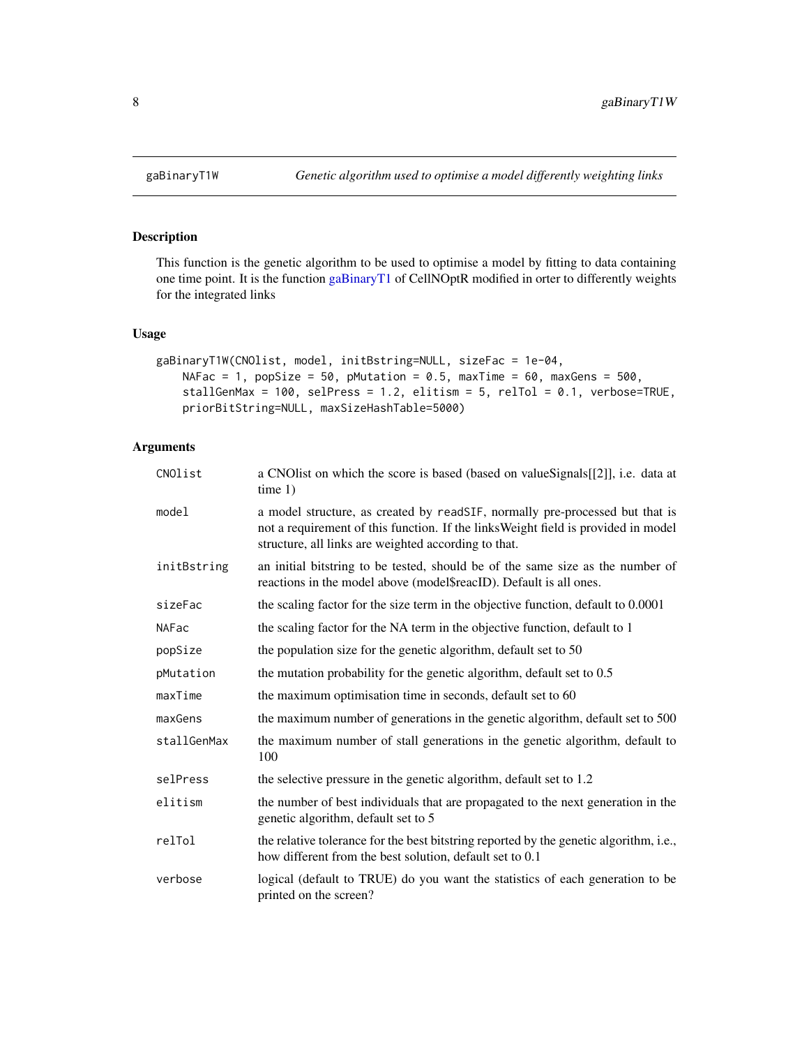## gaBinaryT1W — *Genetic algorithm used to optimise a model differently weighting links*

### Description

This function is the genetic algorithm to be used to optimise a model by fitting to data containing one time point. It is the function gaBinaryT1 of CellNOptR modified in orter to differently weights for the integrated links

### Usage

```
gaBinaryT1W(CNOlist, model, initBstring=NULL, sizeFac = 1e-04,
    NAFac = 1, popSize = 50, pMutation = 0.5, maxTime = 60, maxGens = 500,
    stallGenMax = 100, selPress = 1.2, elitism = 5, relTol = 0.1, verbose=TRUE,
    priorBitString=NULL, maxSizeHashTable=5000)
```

### Arguments

| Argument | Description |
|---|---|
| CNOlist | a CNOlist on which the score is based (based on valueSignals[[2]], i.e. data at time 1) |
| model | a model structure, as created by readSIF, normally pre-processed but that is not a requirement of this function. If the linksWeight field is provided in model structure, all links are weighted according to that. |
| initBstring | an initial bitstring to be tested, should be of the same size as the number of reactions in the model above (model$reacID). Default is all ones. |
| sizeFac | the scaling factor for the size term in the objective function, default to 0.0001 |
| NAFac | the scaling factor for the NA term in the objective function, default to 1 |
| popSize | the population size for the genetic algorithm, default set to 50 |
| pMutation | the mutation probability for the genetic algorithm, default set to 0.5 |
| maxTime | the maximum optimisation time in seconds, default set to 60 |
| maxGens | the maximum number of generations in the genetic algorithm, default set to 500 |
| stallGenMax | the maximum number of stall generations in the genetic algorithm, default to 100 |
| selPress | the selective pressure in the genetic algorithm, default set to 1.2 |
| elitism | the number of best individuals that are propagated to the next generation in the genetic algorithm, default set to 5 |
| relTol | the relative tolerance for the best bitstring reported by the genetic algorithm, i.e., how different from the best solution, default set to 0.1 |
| verbose | logical (default to TRUE) do you want the statistics of each generation to be printed on the screen? |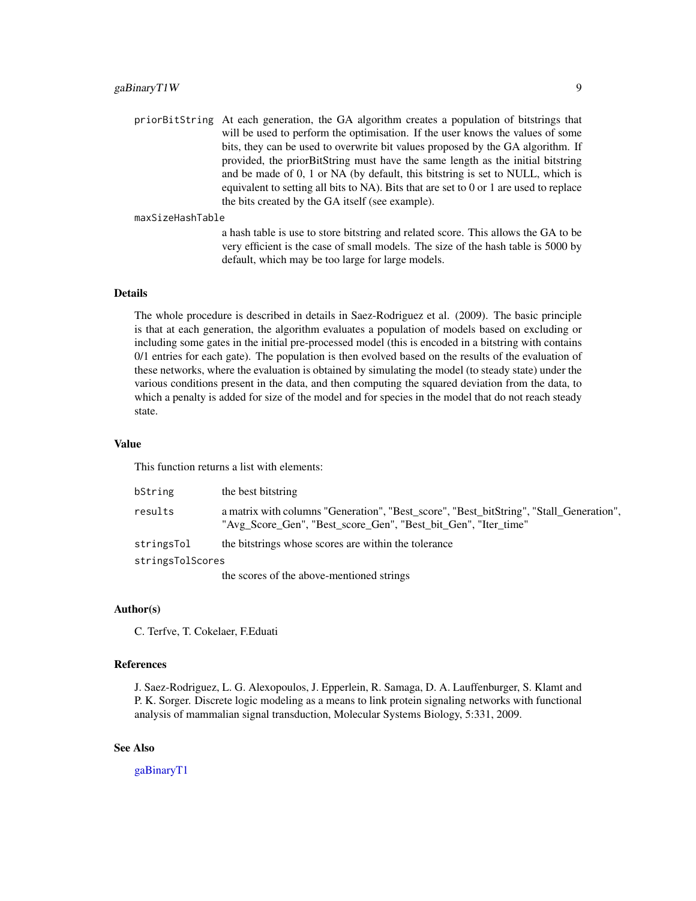priorBitString At each generation, the GA algorithm creates a population of bitstrings that will be used to perform the optimisation. If the user knows the values of some bits, they can be used to overwrite bit values proposed by the GA algorithm. If provided, the priorBitString must have the same length as the initial bitstring and be made of 0, 1 or NA (by default, this bitstring is set to NULL, which is equivalent to setting all bits to NA). Bits that are set to 0 or 1 are used to replace the bits created by the GA itself (see example).

maxSizeHashTable

a hash table is use to store bitstring and related score. This allows the GA to be very efficient is the case of small models. The size of the hash table is 5000 by default, which may be too large for large models.

## Details

The whole procedure is described in details in Saez-Rodriguez et al. (2009). The basic principle is that at each generation, the algorithm evaluates a population of models based on excluding or including some gates in the initial pre-processed model (this is encoded in a bitstring with contains 0/1 entries for each gate). The population is then evolved based on the results of the evaluation of these networks, where the evaluation is obtained by simulating the model (to steady state) under the various conditions present in the data, and then computing the squared deviation from the data, to which a penalty is added for size of the model and for species in the model that do not reach steady state.

## Value

This function returns a list with elements:

| | |
|---|---|
| bString | the best bitstring |
| results | a matrix with columns "Generation", "Best_score", "Best_bitString", "Stall_Generation", "Avg_Score_Gen", "Best_score_Gen", "Best_bit_Gen", "Iter_time" |
| stringsTol | the bitstrings whose scores are within the tolerance |
| stringsTolScores | the scores of the above-mentioned strings |

## Author(s)

C. Terfve, T. Cokelaer, F.Eduati

## References

J. Saez-Rodriguez, L. G. Alexopoulos, J. Epperlein, R. Samaga, D. A. Lauffenburger, S. Klamt and P. K. Sorger. Discrete logic modeling as a means to link protein signaling networks with functional analysis of mammalian signal transduction, Molecular Systems Biology, 5:331, 2009.

## See Also

gaBinaryT1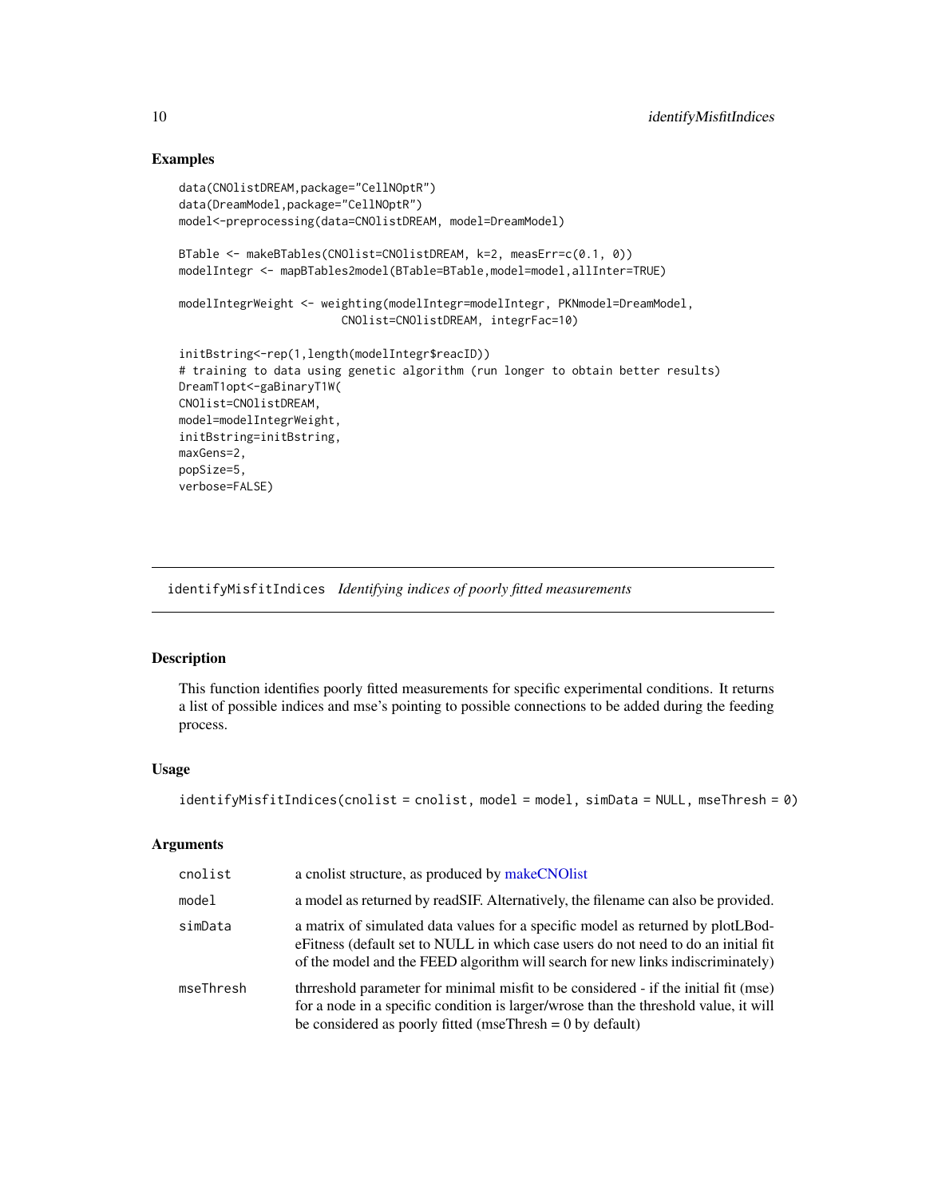## Examples

```
data(CNOlistDREAM,package="CellNOptR")
data(DreamModel,package="CellNOptR")
model<-preprocessing(data=CNOlistDREAM, model=DreamModel)

BTable <- makeBTables(CNOlist=CNOlistDREAM, k=2, measErr=c(0.1, 0))
modelIntegr <- mapBTables2model(BTable=BTable,model=model,allInter=TRUE)

modelIntegrWeight <- weighting(modelIntegr=modelIntegr, PKNmodel=DreamModel,
                         CNOlist=CNOlistDREAM, integrFac=10)

initBstring<-rep(1,length(modelIntegr$reacID))
# training to data using genetic algorithm (run longer to obtain better results)
DreamT1opt<-gaBinaryT1W(
CNOlist=CNOlistDREAM,
model=modelIntegrWeight,
initBstring=initBstring,
maxGens=2,
popSize=5,
verbose=FALSE)
```

---

# identifyMisfitIndices *Identifying indices of poorly fitted measurements*

## Description

This function identifies poorly fitted measurements for specific experimental conditions. It returns a list of possible indices and mse's pointing to possible connections to be added during the feeding process.

## Usage

```
identifyMisfitIndices(cnolist = cnolist, model = model, simData = NULL, mseThresh = 0)
```

## Arguments

| | |
|---|---|
| cnolist | a cnolist structure, as produced by makeCNOlist |
| model | a model as returned by readSIF. Alternatively, the filename can also be provided. |
| simData | a matrix of simulated data values for a specific model as returned by plotLBodeFitness (default set to NULL in which case users do not need to do an initial fit of the model and the FEED algorithm will search for new links indiscriminately) |
| mseThresh | thrreshold parameter for minimal misfit to be considered - if the initial fit (mse) for a node in a specific condition is larger/wrose than the threshold value, it will be considered as poorly fitted (mseThresh = 0 by default) |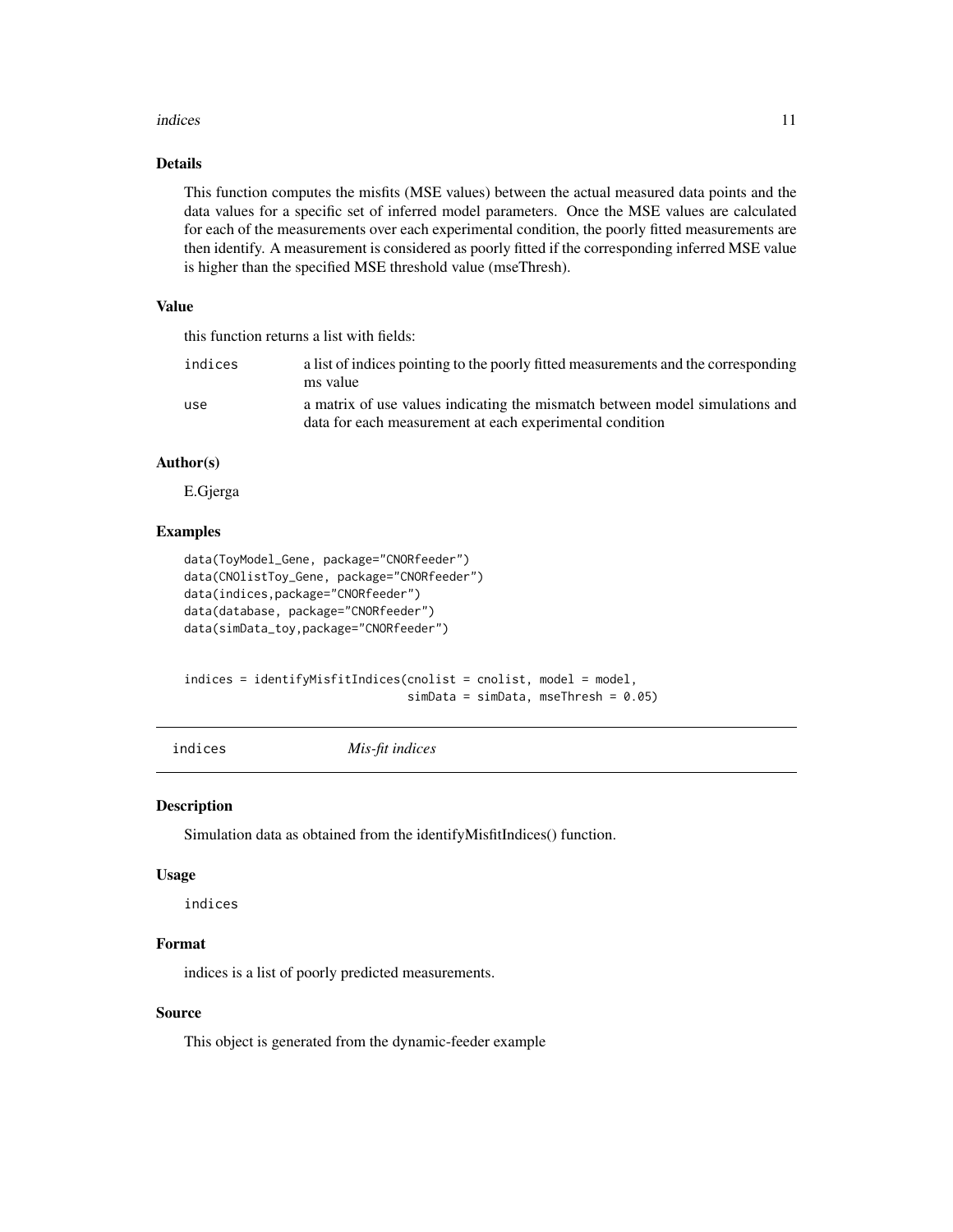### Details

This function computes the misfits (MSE values) between the actual measured data points and the data values for a specific set of inferred model parameters. Once the MSE values are calculated for each of the measurements over each experimental condition, the poorly fitted measurements are then identify. A measurement is considered as poorly fitted if the corresponding inferred MSE value is higher than the specified MSE threshold value (mseThresh).

### Value

this function returns a list with fields:

| | |
|---|---|
| `indices` | a list of indices pointing to the poorly fitted measurements and the corresponding ms value |
| `use` | a matrix of use values indicating the mismatch between model simulations and data for each measurement at each experimental condition |

### Author(s)

E.Gjerga

### Examples

```
data(ToyModel_Gene, package="CNORfeeder")
data(CNOlistToy_Gene, package="CNORfeeder")
data(indices,package="CNORfeeder")
data(database, package="CNORfeeder")
data(simData_toy,package="CNORfeeder")


indices = identifyMisfitIndices(cnolist = cnolist, model = model,
                                simData = simData, mseThresh = 0.05)
```

---

## indices *Mis-fit indices*

### Description

Simulation data as obtained from the identifyMisfitIndices() function.

### Usage

```
indices
```

### Format

indices is a list of poorly predicted measurements.

### Source

This object is generated from the dynamic-feeder example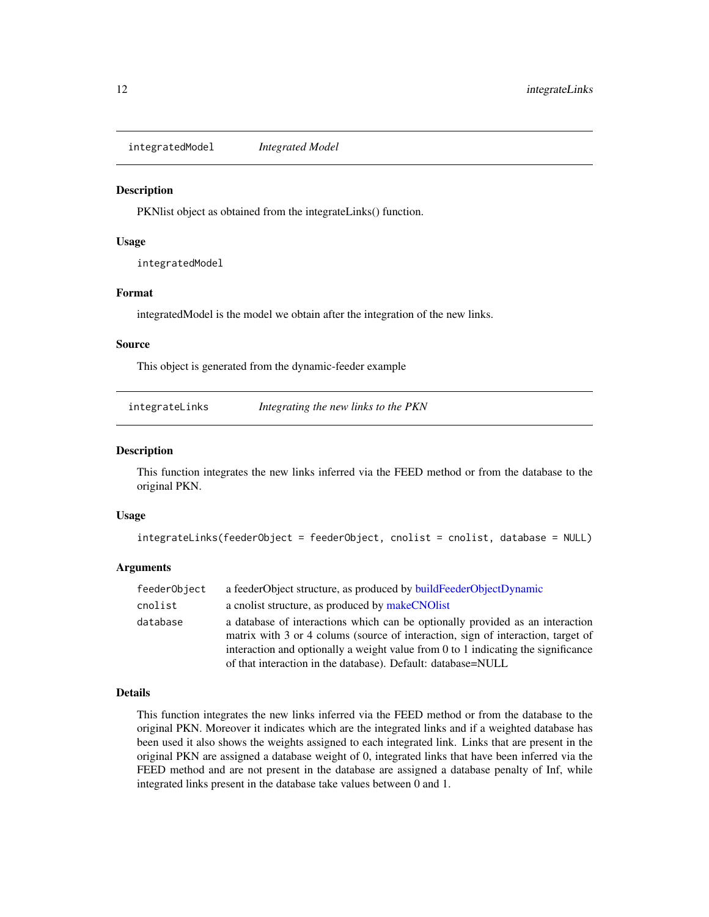## integratedModel *Integrated Model*

### Description

PKNlist object as obtained from the integrateLinks() function.

### Usage

```
integratedModel
```

### Format

integratedModel is the model we obtain after the integration of the new links.

### Source

This object is generated from the dynamic-feeder example

## integrateLinks *Integrating the new links to the PKN*

### Description

This function integrates the new links inferred via the FEED method or from the database to the original PKN.

### Usage

```
integrateLinks(feederObject = feederObject, cnolist = cnolist, database = NULL)
```

### Arguments

| | |
|---|---|
| feederObject | a feederObject structure, as produced by buildFeederObjectDynamic |
| cnolist | a cnolist structure, as produced by makeCNOlist |
| database | a database of interactions which can be optionally provided as an interaction matrix with 3 or 4 colums (source of interaction, sign of interaction, target of interaction and optionally a weight value from 0 to 1 indicating the significance of that interaction in the database). Default: database=NULL |

### Details

This function integrates the new links inferred via the FEED method or from the database to the original PKN. Moreover it indicates which are the integrated links and if a weighted database has been used it also shows the weights assigned to each integrated link. Links that are present in the original PKN are assigned a database weight of 0, integrated links that have been inferred via the FEED method and are not present in the database are assigned a database penalty of Inf, while integrated links present in the database take values between 0 and 1.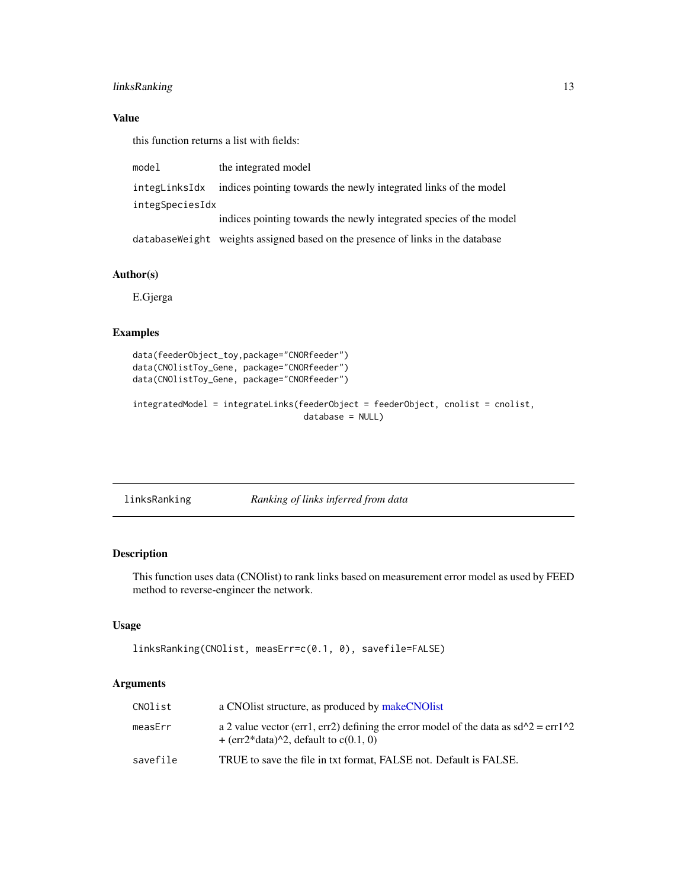## Value

this function returns a list with fields:

| | |
|---|---|
| model | the integrated model |
| integLinksIdx | indices pointing towards the newly integrated links of the model |
| integSpeciesIdx | indices pointing towards the newly integrated species of the model |
| databaseWeight | weights assigned based on the presence of links in the database |

## Author(s)

E.Gjerga

## Examples

```
data(feederObject_toy,package="CNORfeeder")
data(CNOlistToy_Gene, package="CNORfeeder")
data(CNOlistToy_Gene, package="CNORfeeder")

integratedModel = integrateLinks(feederObject = feederObject, cnolist = cnolist,
                                 database = NULL)
```

---

# linksRanking *Ranking of links inferred from data*

## Description

This function uses data (CNOlist) to rank links based on measurement error model as used by FEED method to reverse-engineer the network.

## Usage

```
linksRanking(CNOlist, measErr=c(0.1, 0), savefile=FALSE)
```

## Arguments

| | |
|---|---|
| CNOlist | a CNOlist structure, as produced by makeCNOlist |
| measErr | a 2 value vector (err1, err2) defining the error model of the data as sd^2 = err1^2 + (err2*data)^2, default to c(0.1, 0) |
| savefile | TRUE to save the file in txt format, FALSE not. Default is FALSE. |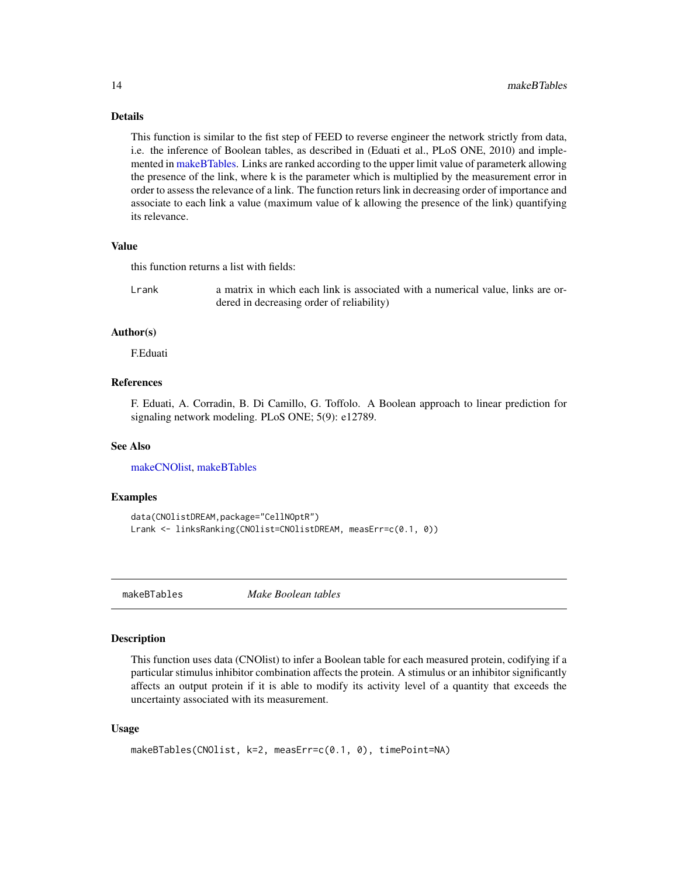## Details

This function is similar to the fist step of FEED to reverse engineer the network strictly from data, i.e. the inference of Boolean tables, as described in (Eduati et al., PLoS ONE, 2010) and implemented in makeBTables. Links are ranked according to the upper limit value of parameterk allowing the presence of the link, where k is the parameter which is multiplied by the measurement error in order to assess the relevance of a link. The function returs link in decreasing order of importance and associate to each link a value (maximum value of k allowing the presence of the link) quantifying its relevance.

## Value

this function returns a list with fields:

`Lrank` a matrix in which each link is associated with a numerical value, links are ordered in decreasing order of reliability)

## Author(s)

F.Eduati

## References

F. Eduati, A. Corradin, B. Di Camillo, G. Toffolo. A Boolean approach to linear prediction for signaling network modeling. PLoS ONE; 5(9): e12789.

## See Also

makeCNOlist, makeBTables

## Examples

```
data(CNOlistDREAM,package="CellNOptR")
Lrank <- linksRanking(CNOlist=CNOlistDREAM, measErr=c(0.1, 0))
```

---

# makeBTables *Make Boolean tables*

## Description

This function uses data (CNOlist) to infer a Boolean table for each measured protein, codifying if a particular stimulus inhibitor combination affects the protein. A stimulus or an inhibitor significantly affects an output protein if it is able to modify its activity level of a quantity that exceeds the uncertainty associated with its measurement.

## Usage

```
makeBTables(CNOlist, k=2, measErr=c(0.1, 0), timePoint=NA)
```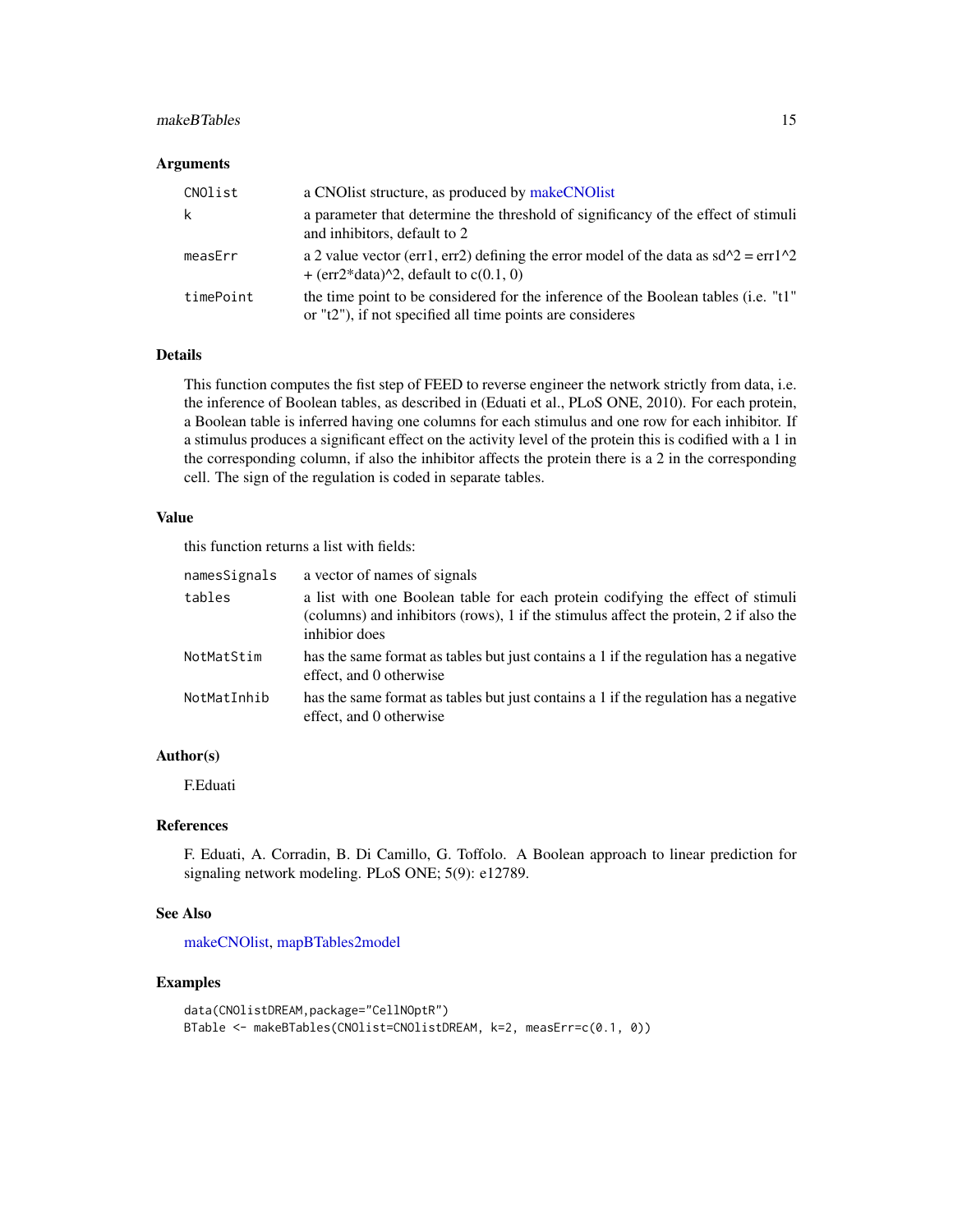### Arguments

| | |
|---|---|
| `CNOlist` | a CNOlist structure, as produced by makeCNOlist |
| `k` | a parameter that determine the threshold of significancy of the effect of stimuli and inhibitors, default to 2 |
| `measErr` | a 2 value vector (err1, err2) defining the error model of the data as sd^2 = err1^2 + (err2*data)^2, default to c(0.1, 0) |
| `timePoint` | the time point to be considered for the inference of the Boolean tables (i.e. "t1" or "t2"), if not specified all time points are consideres |

### Details

This function computes the fist step of FEED to reverse engineer the network strictly from data, i.e. the inference of Boolean tables, as described in (Eduati et al., PLoS ONE, 2010). For each protein, a Boolean table is inferred having one columns for each stimulus and one row for each inhibitor. If a stimulus produces a significant effect on the activity level of the protein this is codified with a 1 in the corresponding column, if also the inhibitor affects the protein there is a 2 in the corresponding cell. The sign of the regulation is coded in separate tables.

### Value

this function returns a list with fields:

| | |
|---|---|
| `namesSignals` | a vector of names of signals |
| `tables` | a list with one Boolean table for each protein codifying the effect of stimuli (columns) and inhibitors (rows), 1 if the stimulus affect the protein, 2 if also the inhibior does |
| `NotMatStim` | has the same format as tables but just contains a 1 if the regulation has a negative effect, and 0 otherwise |
| `NotMatInhib` | has the same format as tables but just contains a 1 if the regulation has a negative effect, and 0 otherwise |

### Author(s)

F.Eduati

### References

F. Eduati, A. Corradin, B. Di Camillo, G. Toffolo. A Boolean approach to linear prediction for signaling network modeling. PLoS ONE; 5(9): e12789.

### See Also

makeCNOlist, mapBTables2model

### Examples

```
data(CNOlistDREAM,package="CellNOptR")
BTable <- makeBTables(CNOlist=CNOlistDREAM, k=2, measErr=c(0.1, 0))
```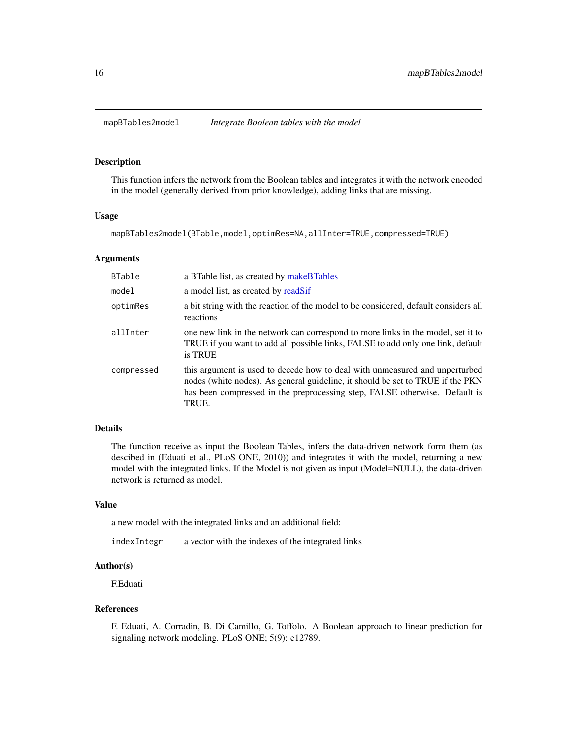## mapBTables2model *Integrate Boolean tables with the model*

### Description

This function infers the network from the Boolean tables and integrates it with the network encoded in the model (generally derived from prior knowledge), adding links that are missing.

### Usage

```
mapBTables2model(BTable,model,optimRes=NA,allInter=TRUE,compressed=TRUE)
```

### Arguments

| | |
|---|---|
| BTable | a BTable list, as created by makeBTables |
| model | a model list, as created by readSif |
| optimRes | a bit string with the reaction of the model to be considered, default considers all reactions |
| allInter | one new link in the network can correspond to more links in the model, set it to TRUE if you want to add all possible links, FALSE to add only one link, default is TRUE |
| compressed | this argument is used to decede how to deal with unmeasured and unperturbed nodes (white nodes). As general guideline, it should be set to TRUE if the PKN has been compressed in the preprocessing step, FALSE otherwise. Default is TRUE. |

### Details

The function receive as input the Boolean Tables, infers the data-driven network form them (as descibed in (Eduati et al., PLoS ONE, 2010)) and integrates it with the model, returning a new model with the integrated links. If the Model is not given as input (Model=NULL), the data-driven network is returned as model.

### Value

a new model with the integrated links and an additional field:

| | |
|---|---|
| indexIntegr | a vector with the indexes of the integrated links |

### Author(s)

F.Eduati

### References

F. Eduati, A. Corradin, B. Di Camillo, G. Toffolo. A Boolean approach to linear prediction for signaling network modeling. PLoS ONE; 5(9): e12789.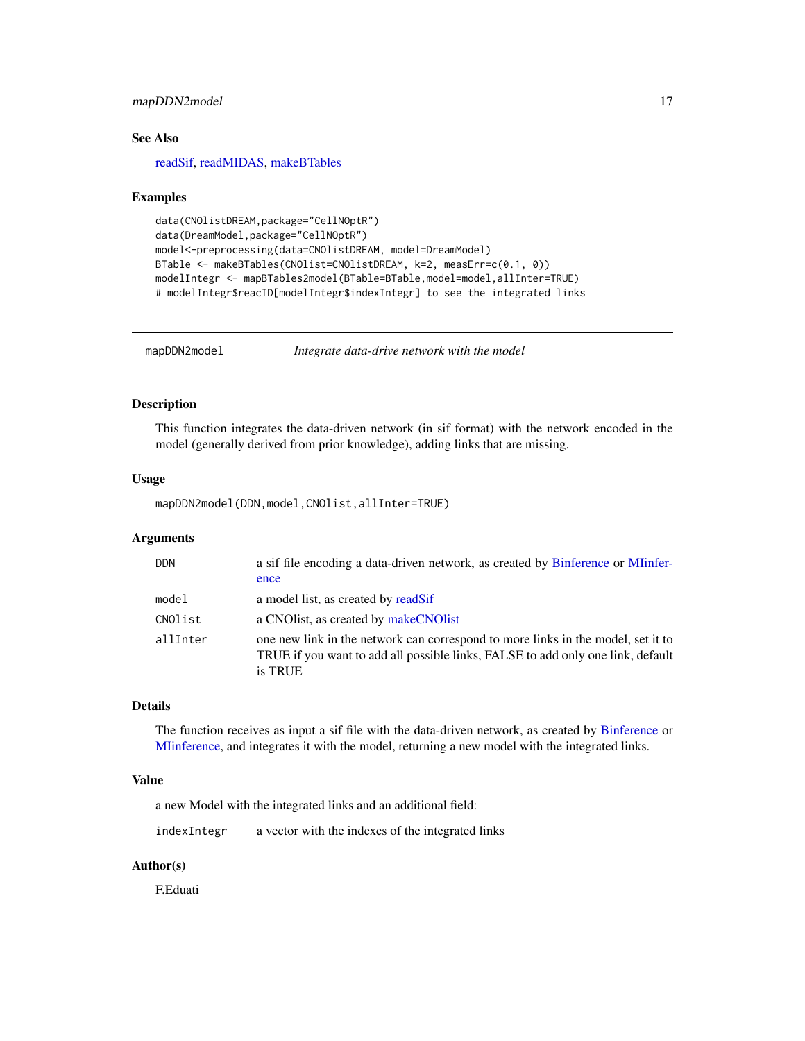### See Also

readSif, readMIDAS, makeBTables

### Examples

```
data(CNOlistDREAM,package="CellNOptR")
data(DreamModel,package="CellNOptR")
model<-preprocessing(data=CNOlistDREAM, model=DreamModel)
BTable <- makeBTables(CNOlist=CNOlistDREAM, k=2, measErr=c(0.1, 0))
modelIntegr <- mapBTables2model(BTable=BTable,model=model,allInter=TRUE)
# modelIntegr$reacID[modelIntegr$indexIntegr] to see the integrated links
```

---

## mapDDN2model *Integrate data-drive network with the model*

### Description

This function integrates the data-driven network (in sif format) with the network encoded in the model (generally derived from prior knowledge), adding links that are missing.

### Usage

```
mapDDN2model(DDN,model,CNOlist,allInter=TRUE)
```

### Arguments

| | |
|---|---|
| `DDN` | a sif file encoding a data-driven network, as created by Binference or MIinference |
| `model` | a model list, as created by readSif |
| `CNOlist` | a CNOlist, as created by makeCNOlist |
| `allInter` | one new link in the network can correspond to more links in the model, set it to TRUE if you want to add all possible links, FALSE to add only one link, default is TRUE |

### Details

The function receives as input a sif file with the data-driven network, as created by Binference or MIinference, and integrates it with the model, returning a new model with the integrated links.

### Value

a new Model with the integrated links and an additional field:

| | |
|---|---|
| `indexIntegr` | a vector with the indexes of the integrated links |

### Author(s)

F.Eduati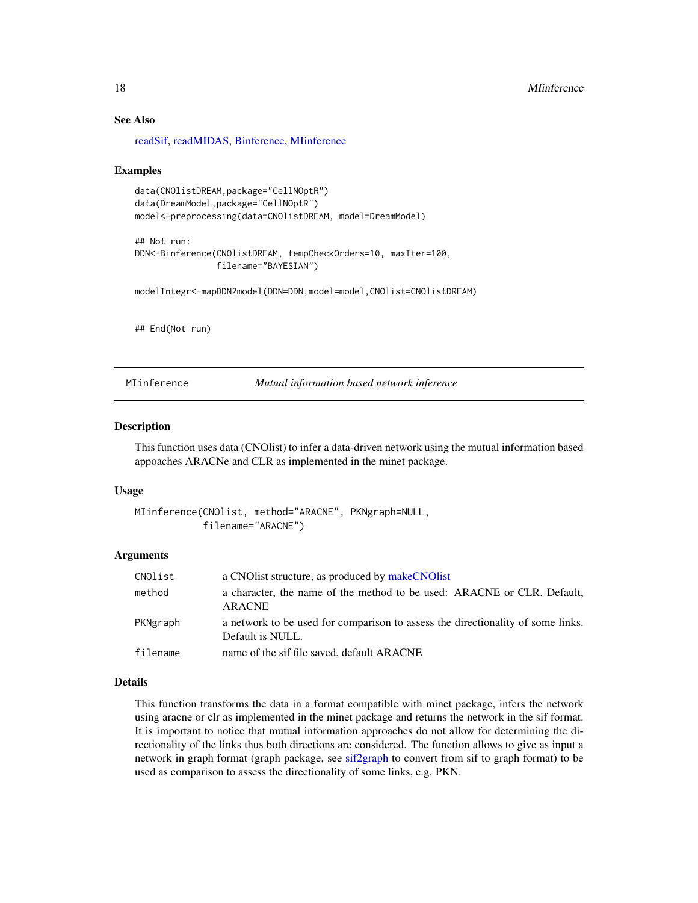## See Also

readSif, readMIDAS, Binference, MIinference

## Examples

```
data(CNOlistDREAM,package="CellNOptR")
data(DreamModel,package="CellNOptR")
model<-preprocessing(data=CNOlistDREAM, model=DreamModel)

## Not run:
DDN<-Binference(CNOlistDREAM, tempCheckOrders=10, maxIter=100,
                filename="BAYESIAN")

modelIntegr<-mapDDN2model(DDN=DDN,model=model,CNOlist=CNOlistDREAM)


## End(Not run)
```

---

# MIinference — *Mutual information based network inference*

## Description

This function uses data (CNOlist) to infer a data-driven network using the mutual information based appoaches ARACNe and CLR as implemented in the minet package.

## Usage

```
MIinference(CNOlist, method="ARACNE", PKNgraph=NULL,
            filename="ARACNE")
```

## Arguments

| | |
|---|---|
| `CNOlist` | a CNOlist structure, as produced by makeCNOlist |
| `method` | a character, the name of the method to be used: ARACNE or CLR. Default, ARACNE |
| `PKNgraph` | a network to be used for comparison to assess the directionality of some links. Default is NULL. |
| `filename` | name of the sif file saved, default ARACNE |

## Details

This function transforms the data in a format compatible with minet package, infers the network using aracne or clr as implemented in the minet package and returns the network in the sif format. It is important to notice that mutual information approaches do not allow for determining the directionality of the links thus both directions are considered. The function allows to give as input a network in graph format (graph package, see sif2graph to convert from sif to graph format) to be used as comparison to assess the directionality of some links, e.g. PKN.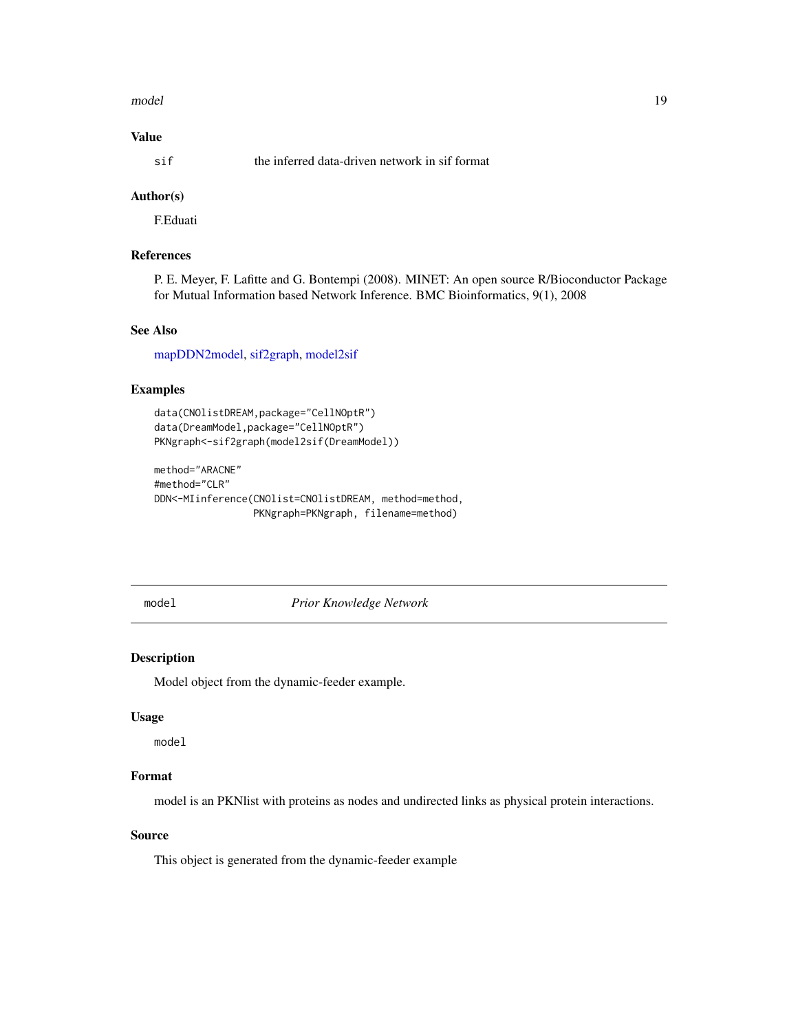## Value

| | |
|---|---|
| `sif` | the inferred data-driven network in sif format |

## Author(s)

F.Eduati

## References

P. E. Meyer, F. Lafitte and G. Bontempi (2008). MINET: An open source R/Bioconductor Package for Mutual Information based Network Inference. BMC Bioinformatics, 9(1), 2008

## See Also

mapDDN2model, sif2graph, model2sif

## Examples

```
data(CNOlistDREAM,package="CellNOptR")
data(DreamModel,package="CellNOptR")
PKNgraph<-sif2graph(model2sif(DreamModel))

method="ARACNE"
#method="CLR"
DDN<-MIinference(CNOlist=CNOlistDREAM, method=method,
                 PKNgraph=PKNgraph, filename=method)
```

---

# `model` *Prior Knowledge Network*

## Description

Model object from the dynamic-feeder example.

## Usage

```
model
```

## Format

model is an PKNlist with proteins as nodes and undirected links as physical protein interactions.

## Source

This object is generated from the dynamic-feeder example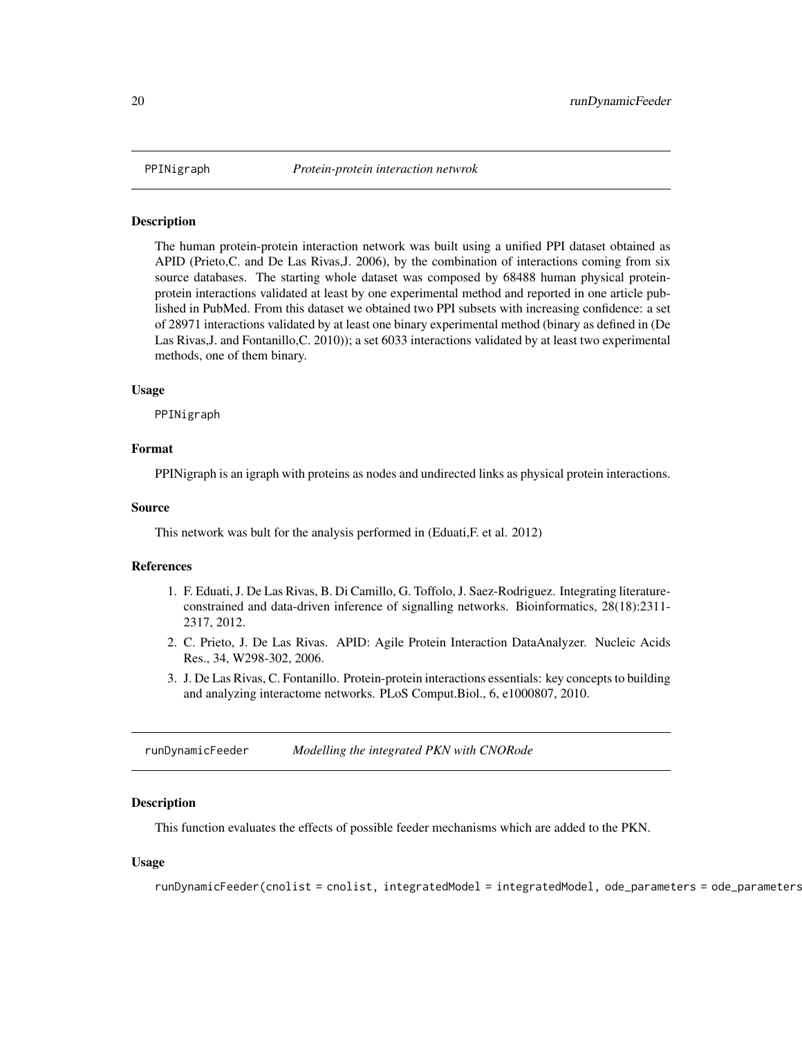## PPINigraph *Protein-protein interaction netwrok*

### Description

The human protein-protein interaction network was built using a unified PPI dataset obtained as APID (Prieto,C. and De Las Rivas,J. 2006), by the combination of interactions coming from six source databases. The starting whole dataset was composed by 68488 human physical protein-protein interactions validated at least by one experimental method and reported in one article published in PubMed. From this dataset we obtained two PPI subsets with increasing confidence: a set of 28971 interactions validated by at least one binary experimental method (binary as defined in (De Las Rivas,J. and Fontanillo,C. 2010)); a set 6033 interactions validated by at least two experimental methods, one of them binary.

### Usage

```
PPINigraph
```

### Format

PPINigraph is an igraph with proteins as nodes and undirected links as physical protein interactions.

### Source

This network was bult for the analysis performed in (Eduati,F. et al. 2012)

### References

1. F. Eduati, J. De Las Rivas, B. Di Camillo, G. Toffolo, J. Saez-Rodriguez. Integrating literature-constrained and data-driven inference of signalling networks. Bioinformatics, 28(18):2311-2317, 2012.
2. C. Prieto, J. De Las Rivas. APID: Agile Protein Interaction DataAnalyzer. Nucleic Acids Res., 34, W298-302, 2006.
3. J. De Las Rivas, C. Fontanillo. Protein-protein interactions essentials: key concepts to building and analyzing interactome networks. PLoS Comput.Biol., 6, e1000807, 2010.

## runDynamicFeeder *Modelling the integrated PKN with CNORode*

### Description

This function evaluates the effects of possible feeder mechanisms which are added to the PKN.

### Usage

```
runDynamicFeeder(cnolist = cnolist, integratedModel = integratedModel, ode_parameters = ode_parameters
```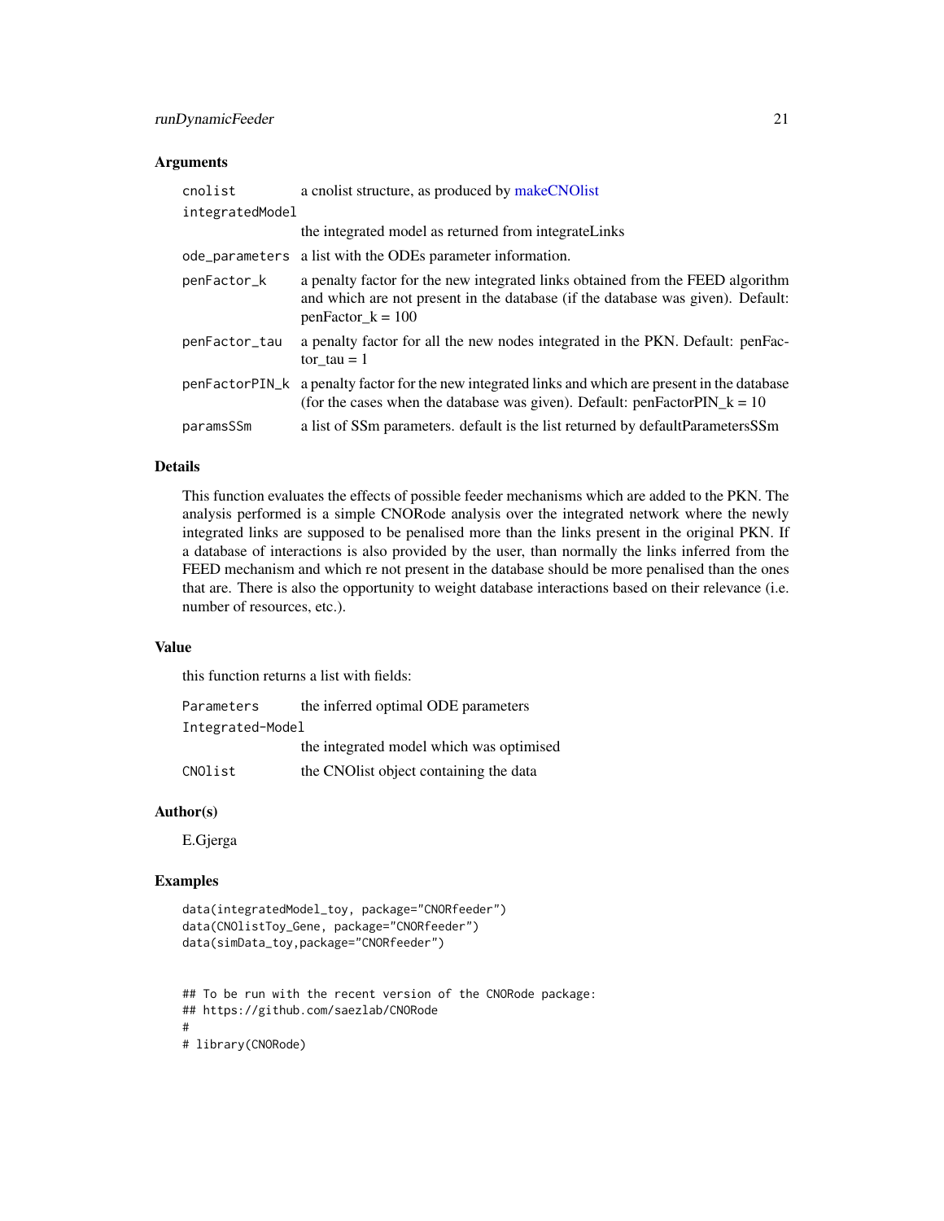### Arguments

| | |
|---|---|
| cnolist | a cnolist structure, as produced by makeCNOlist |
| integratedModel | the integrated model as returned from integrateLinks |
| ode_parameters | a list with the ODEs parameter information. |
| penFactor_k | a penalty factor for the new integrated links obtained from the FEED algorithm and which are not present in the database (if the database was given). Default: penFactor_k = 100 |
| penFactor_tau | a penalty factor for all the new nodes integrated in the PKN. Default: penFactor_tau = 1 |
| penFactorPIN_k | a penalty factor for the new integrated links and which are present in the database (for the cases when the database was given). Default: penFactorPIN_k = 10 |
| paramsSSm | a list of SSm parameters. default is the list returned by defaultParametersSSm |

### Details

This function evaluates the effects of possible feeder mechanisms which are added to the PKN. The analysis performed is a simple CNORode analysis over the integrated network where the newly integrated links are supposed to be penalised more than the links present in the original PKN. If a database of interactions is also provided by the user, than normally the links inferred from the FEED mechanism and which re not present in the database should be more penalised than the ones that are. There is also the opportunity to weight database interactions based on their relevance (i.e. number of resources, etc.).

### Value

this function returns a list with fields:

| | |
|---|---|
| Parameters | the inferred optimal ODE parameters |
| Integrated-Model | the integrated model which was optimised |
| CNOlist | the CNOlist object containing the data |

### Author(s)

E.Gjerga

### Examples

```
data(integratedModel_toy, package="CNORfeeder")
data(CNOlistToy_Gene, package="CNORfeeder")
data(simData_toy,package="CNORfeeder")


## To be run with the recent version of the CNORode package:
## https://github.com/saezlab/CNORode
#
# library(CNORode)
```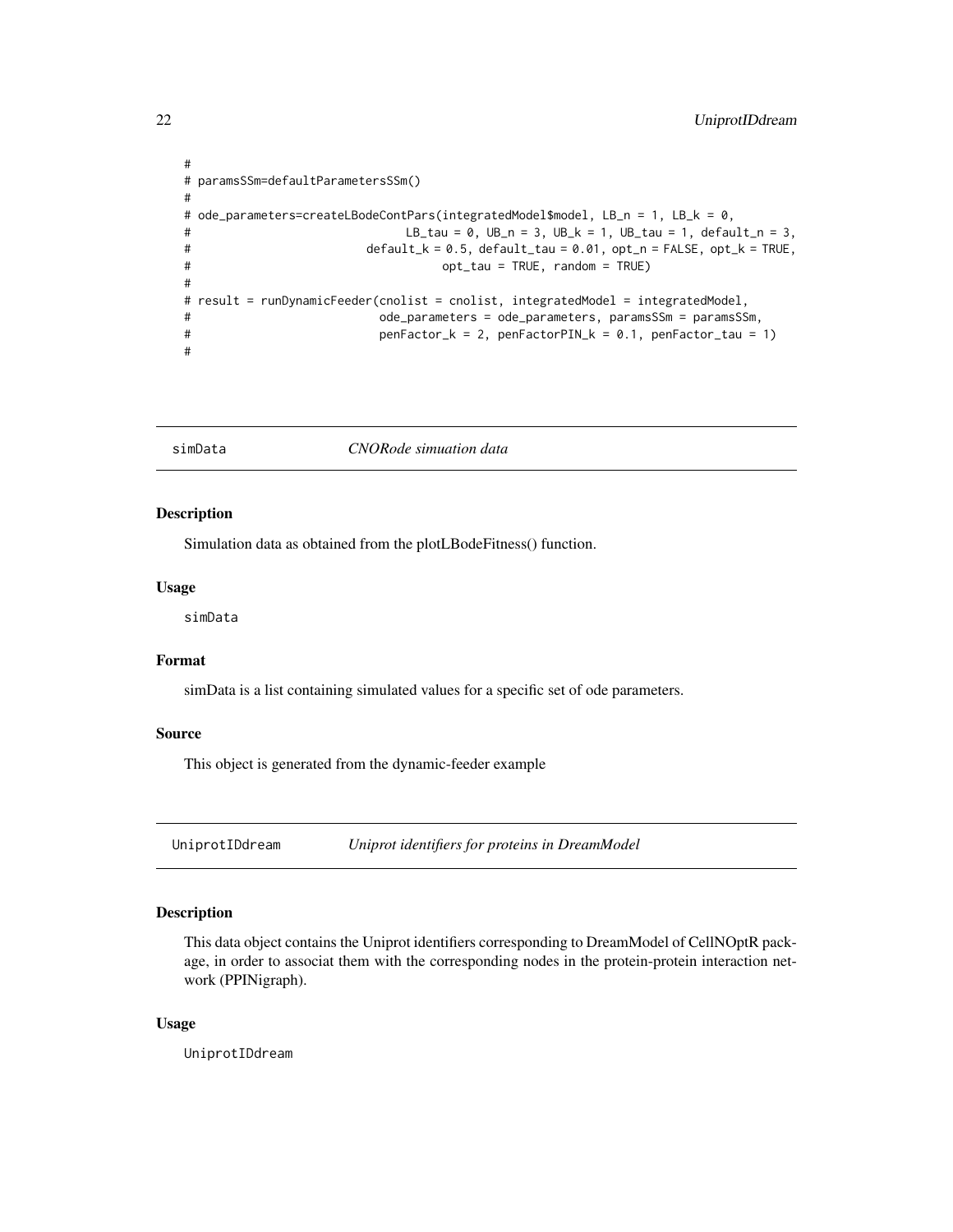```
#
# paramsSSm=defaultParametersSSm()
#
# ode_parameters=createLBodeContPars(integratedModel$model, LB_n = 1, LB_k = 0,
#                             LB_tau = 0, UB_n = 3, UB_k = 1, UB_tau = 1, default_n = 3,
#                        default_k = 0.5, default_tau = 0.01, opt_n = FALSE, opt_k = TRUE,
#                                opt_tau = TRUE, random = TRUE)
#
# result = runDynamicFeeder(cnolist = cnolist, integratedModel = integratedModel,
#                          ode_parameters = ode_parameters, paramsSSm = paramsSSm,
#                          penFactor_k = 2, penFactorPIN_k = 0.1, penFactor_tau = 1)
#
```

## simData *CNORode simuation data*

### Description

Simulation data as obtained from the plotLBodeFitness() function.

### Usage

```
simData
```

### Format

simData is a list containing simulated values for a specific set of ode parameters.

### Source

This object is generated from the dynamic-feeder example

## UniprotIDdream *Uniprot identifiers for proteins in DreamModel*

### Description

This data object contains the Uniprot identifiers corresponding to DreamModel of CellNOptR package, in order to associat them with the corresponding nodes in the protein-protein interaction network (PPINigraph).

### Usage

```
UniprotIDdream
```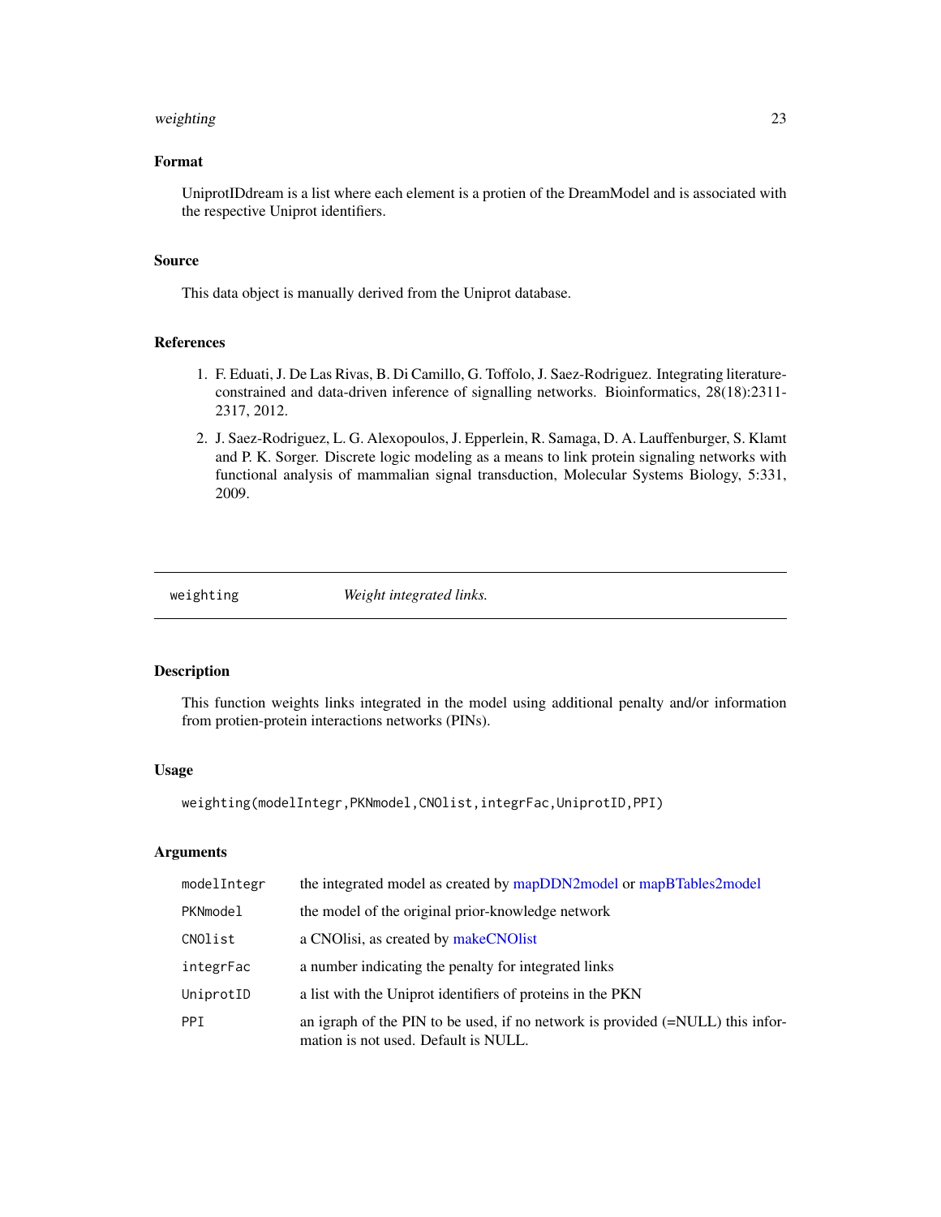### Format

UniprotIDdream is a list where each element is a protien of the DreamModel and is associated with the respective Uniprot identifiers.

### Source

This data object is manually derived from the Uniprot database.

### References

1. F. Eduati, J. De Las Rivas, B. Di Camillo, G. Toffolo, J. Saez-Rodriguez. Integrating literature-constrained and data-driven inference of signalling networks. Bioinformatics, 28(18):2311-2317, 2012.
2. J. Saez-Rodriguez, L. G. Alexopoulos, J. Epperlein, R. Samaga, D. A. Lauffenburger, S. Klamt and P. K. Sorger. Discrete logic modeling as a means to link protein signaling networks with functional analysis of mammalian signal transduction, Molecular Systems Biology, 5:331, 2009.

---

## weighting — *Weight integrated links.*

---

### Description

This function weights links integrated in the model using additional penalty and/or information from protien-protein interactions networks (PINs).

### Usage

```
weighting(modelIntegr,PKNmodel,CNOlist,integrFac,UniprotID,PPI)
```

### Arguments

| | |
|---|---|
| `modelIntegr` | the integrated model as created by mapDDN2model or mapBTables2model |
| `PKNmodel` | the model of the original prior-knowledge network |
| `CNOlist` | a CNOlisi, as created by makeCNOlist |
| `integrFac` | a number indicating the penalty for integrated links |
| `UniprotID` | a list with the Uniprot identifiers of proteins in the PKN |
| `PPI` | an igraph of the PIN to be used, if no network is provided (=NULL) this information is not used. Default is NULL. |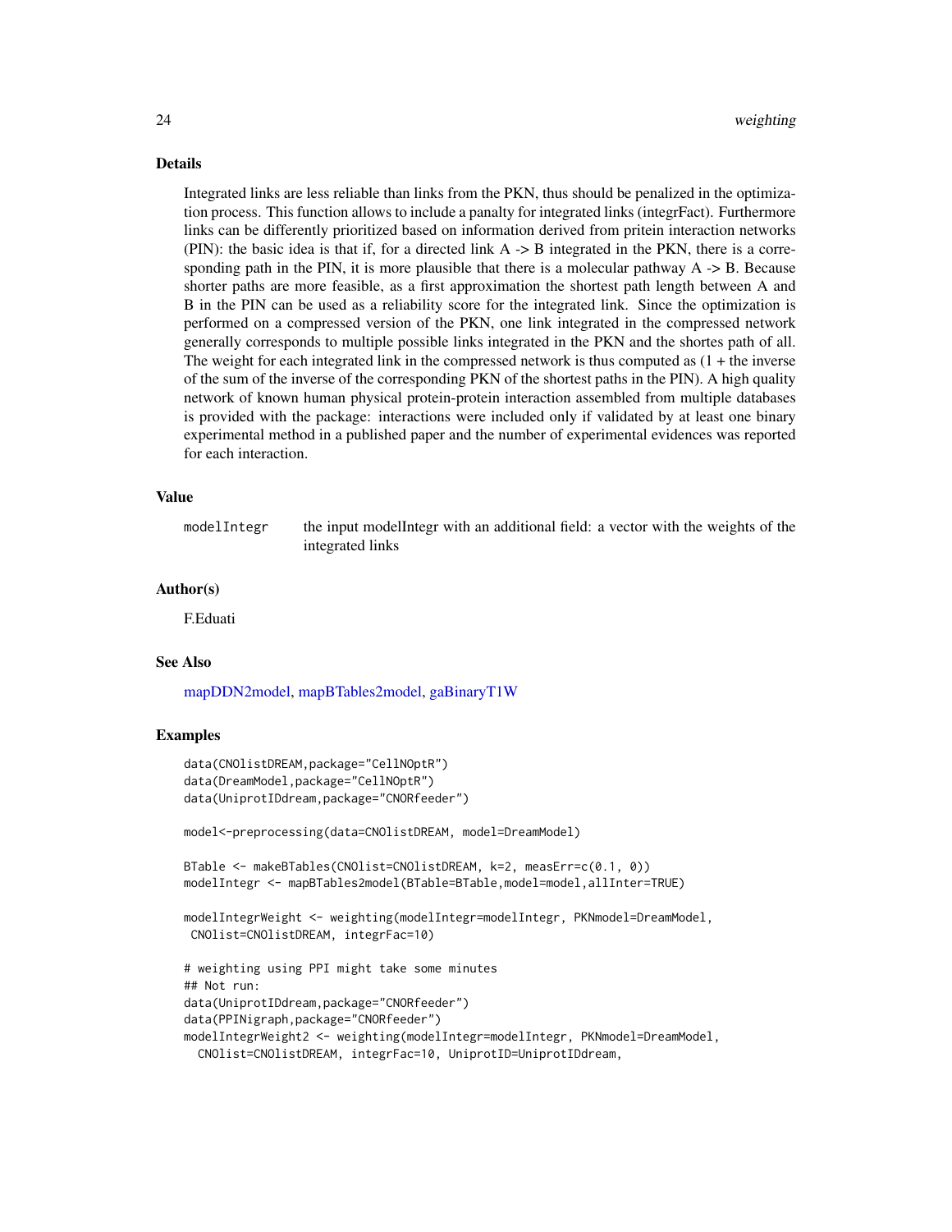## Details

Integrated links are less reliable than links from the PKN, thus should be penalized in the optimization process. This function allows to include a panalty for integrated links (integrFact). Furthermore links can be differently prioritized based on information derived from pritein interaction networks (PIN): the basic idea is that if, for a directed link A -> B integrated in the PKN, there is a corresponding path in the PIN, it is more plausible that there is a molecular pathway A -> B. Because shorter paths are more feasible, as a first approximation the shortest path length between A and B in the PIN can be used as a reliability score for the integrated link. Since the optimization is performed on a compressed version of the PKN, one link integrated in the compressed network generally corresponds to multiple possible links integrated in the PKN and the shortes path of all. The weight for each integrated link in the compressed network is thus computed as (1 + the inverse of the sum of the inverse of the corresponding PKN of the shortest paths in the PIN). A high quality network of known human physical protein-protein interaction assembled from multiple databases is provided with the package: interactions were included only if validated by at least one binary experimental method in a published paper and the number of experimental evidences was reported for each interaction.

## Value

| | |
|---|---|
| modelIntegr | the input modelIntegr with an additional field: a vector with the weights of the integrated links |

## Author(s)

F.Eduati

## See Also

mapDDN2model, mapBTables2model, gaBinaryT1W

## Examples

```
data(CNOlistDREAM,package="CellNOptR")
data(DreamModel,package="CellNOptR")
data(UniprotIDdream,package="CNORfeeder")

model<-preprocessing(data=CNOlistDREAM, model=DreamModel)

BTable <- makeBTables(CNOlist=CNOlistDREAM, k=2, measErr=c(0.1, 0))
modelIntegr <- mapBTables2model(BTable=BTable,model=model,allInter=TRUE)

modelIntegrWeight <- weighting(modelIntegr=modelIntegr, PKNmodel=DreamModel,
 CNOlist=CNOlistDREAM, integrFac=10)

# weighting using PPI might take some minutes
## Not run:
data(UniprotIDdream,package="CNORfeeder")
data(PPINigraph,package="CNORfeeder")
modelIntegrWeight2 <- weighting(modelIntegr=modelIntegr, PKNmodel=DreamModel,
  CNOlist=CNOlistDREAM, integrFac=10, UniprotID=UniprotIDdream,
```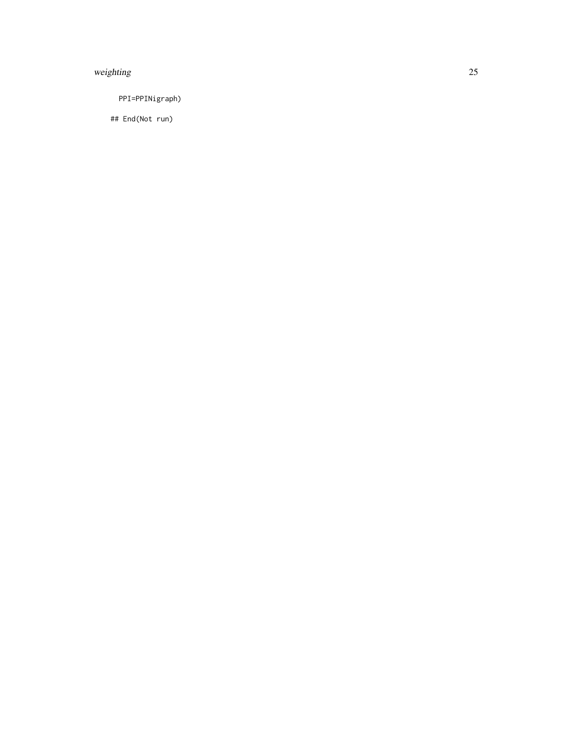```
    PPI=PPINigraph)

## End(Not run)
```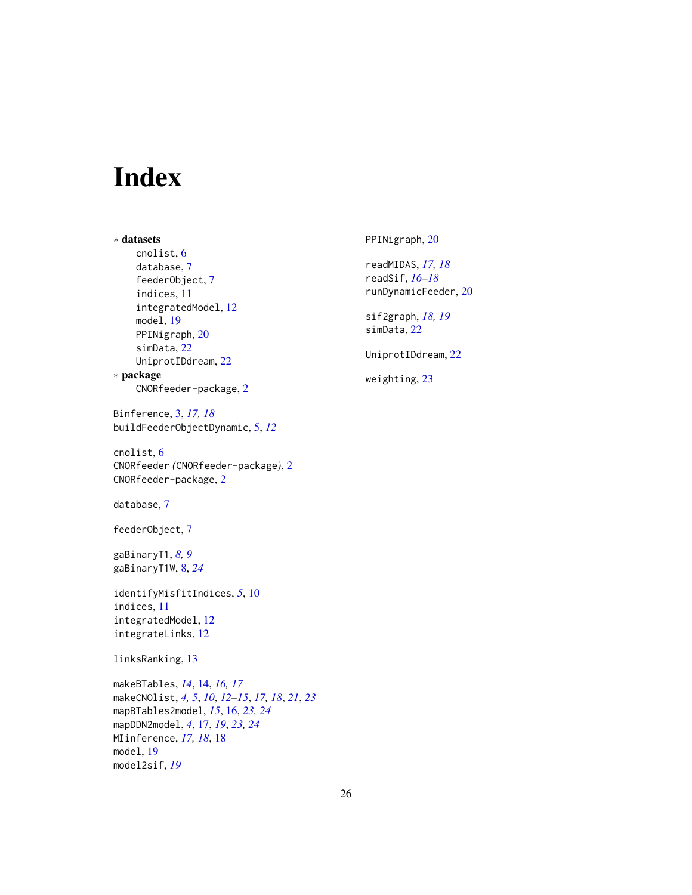# Index

∗ **datasets**
  cnolist, 6
  database, 7
  feederObject, 7
  indices, 11
  integratedModel, 12
  model, 19
  PPINigraph, 20
  simData, 22
  UniprotIDdream, 22

∗ **package**
  CNORfeeder-package, 2

Binference, 3, *17, 18*
buildFeederObjectDynamic, 5, *12*

cnolist, 6
CNORfeeder *(*CNORfeeder-package*)*, 2
CNORfeeder-package, 2

database, 7

feederObject, 7

gaBinaryT1, *8, 9*
gaBinaryT1W, 8, *24*

identifyMisfitIndices, *5*, 10
indices, 11
integratedModel, 12
integrateLinks, 12

linksRanking, 13

makeBTables, *14*, 14, *16, 17*
makeCNOlist, *4, 5*, *10*, *12–15*, *17, 18*, *21*, *23*
mapBTables2model, *15*, 16, *23, 24*
mapDDN2model, *4*, 17, *19*, *23, 24*
MIinference, *17, 18*, 18
model, 19
model2sif, *19*

PPINigraph, 20

readMIDAS, *17, 18*
readSif, *16–18*
runDynamicFeeder, 20

sif2graph, *18, 19*
simData, 22

UniprotIDdream, 22

weighting, 23